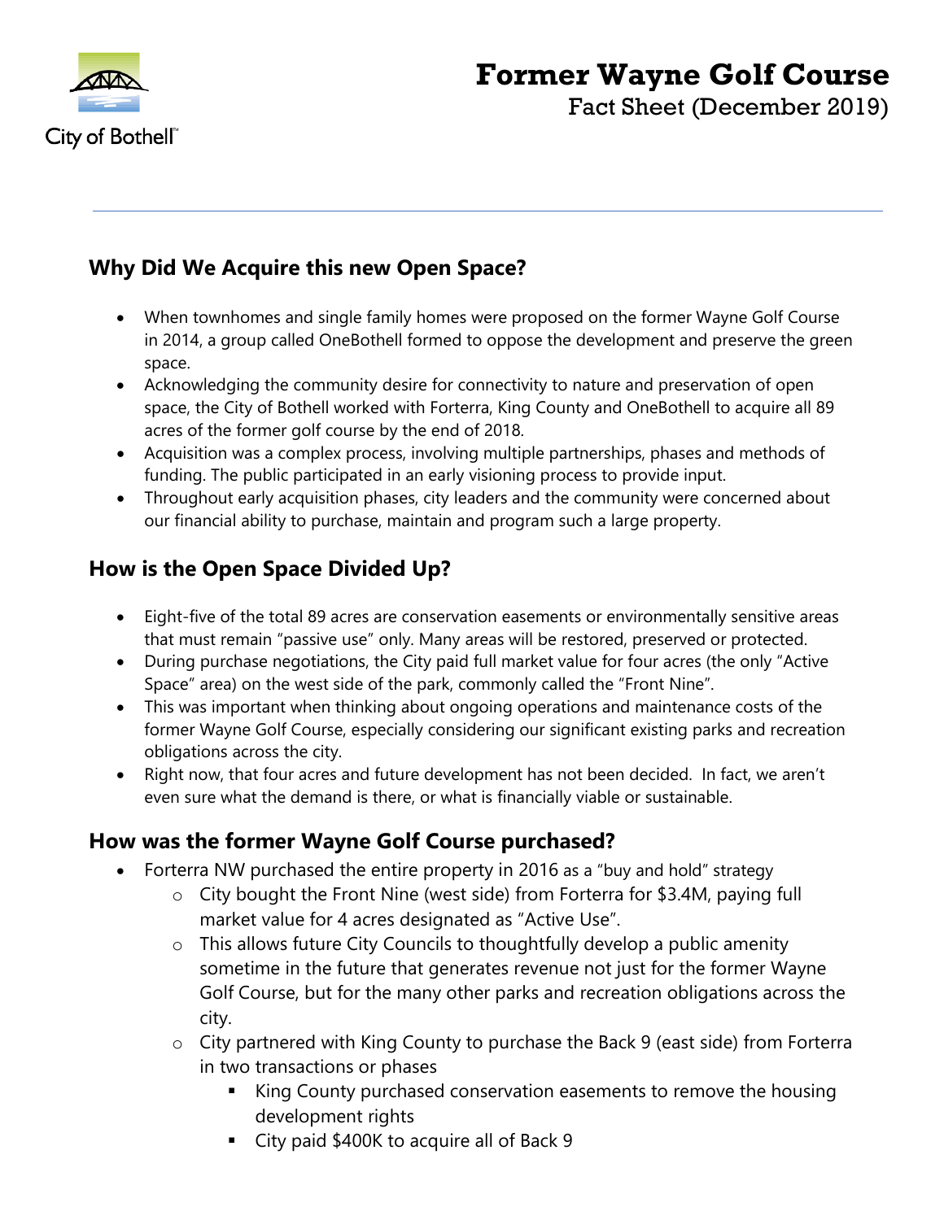City of Bothell™

# Former Wayne Golf Course

Fact Sheet (December 2019)

---

## Why Did We Acquire this new Open Space?

- When townhomes and single family homes were proposed on the former Wayne Golf Course in 2014, a group called OneBothell formed to oppose the development and preserve the green space.
- Acknowledging the community desire for connectivity to nature and preservation of open space, the City of Bothell worked with Forterra, King County and OneBothell to acquire all 89 acres of the former golf course by the end of 2018.
- Acquisition was a complex process, involving multiple partnerships, phases and methods of funding. The public participated in an early visioning process to provide input.
- Throughout early acquisition phases, city leaders and the community were concerned about our financial ability to purchase, maintain and program such a large property.

## How is the Open Space Divided Up?

- Eight-five of the total 89 acres are conservation easements or environmentally sensitive areas that must remain "passive use" only. Many areas will be restored, preserved or protected.
- During purchase negotiations, the City paid full market value for four acres (the only "Active Space" area) on the west side of the park, commonly called the "Front Nine".
- This was important when thinking about ongoing operations and maintenance costs of the former Wayne Golf Course, especially considering our significant existing parks and recreation obligations across the city.
- Right now, that four acres and future development has not been decided. In fact, we aren't even sure what the demand is there, or what is financially viable or sustainable.

## How was the former Wayne Golf Course purchased?

- Forterra NW purchased the entire property in 2016 as a "buy and hold" strategy
  - City bought the Front Nine (west side) from Forterra for $3.4M, paying full market value for 4 acres designated as "Active Use".
  - This allows future City Councils to thoughtfully develop a public amenity sometime in the future that generates revenue not just for the former Wayne Golf Course, but for the many other parks and recreation obligations across the city.
  - City partnered with King County to purchase the Back 9 (east side) from Forterra in two transactions or phases
    - King County purchased conservation easements to remove the housing development rights
    - City paid $400K to acquire all of Back 9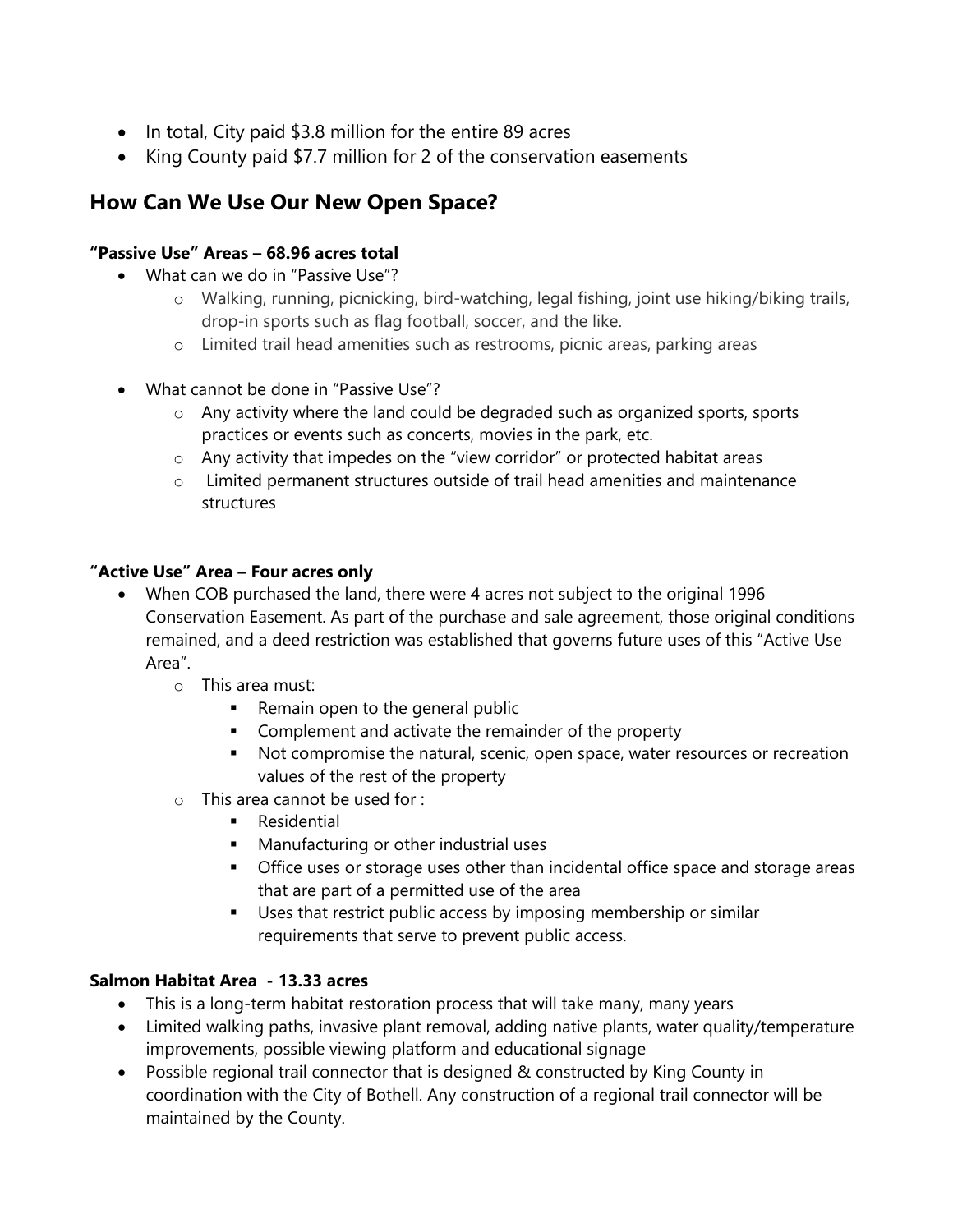- In total, City paid $3.8 million for the entire 89 acres
- King County paid $7.7 million for 2 of the conservation easements

## How Can We Use Our New Open Space?

#### "Passive Use" Areas – 68.96 acres total

- What can we do in "Passive Use"?
  - Walking, running, picnicking, bird-watching, legal fishing, joint use hiking/biking trails, drop-in sports such as flag football, soccer, and the like.
  - Limited trail head amenities such as restrooms, picnic areas, parking areas

- What cannot be done in "Passive Use"?
  - Any activity where the land could be degraded such as organized sports, sports practices or events such as concerts, movies in the park, etc.
  - Any activity that impedes on the "view corridor" or protected habitat areas
  - Limited permanent structures outside of trail head amenities and maintenance structures

#### "Active Use" Area – Four acres only

- When COB purchased the land, there were 4 acres not subject to the original 1996 Conservation Easement. As part of the purchase and sale agreement, those original conditions remained, and a deed restriction was established that governs future uses of this "Active Use Area".
  - This area must:
    - Remain open to the general public
    - Complement and activate the remainder of the property
    - Not compromise the natural, scenic, open space, water resources or recreation values of the rest of the property
  - This area cannot be used for :
    - Residential
    - Manufacturing or other industrial uses
    - Office uses or storage uses other than incidental office space and storage areas that are part of a permitted use of the area
    - Uses that restrict public access by imposing membership or similar requirements that serve to prevent public access.

#### Salmon Habitat Area - 13.33 acres

- This is a long-term habitat restoration process that will take many, many years
- Limited walking paths, invasive plant removal, adding native plants, water quality/temperature improvements, possible viewing platform and educational signage
- Possible regional trail connector that is designed & constructed by King County in coordination with the City of Bothell. Any construction of a regional trail connector will be maintained by the County.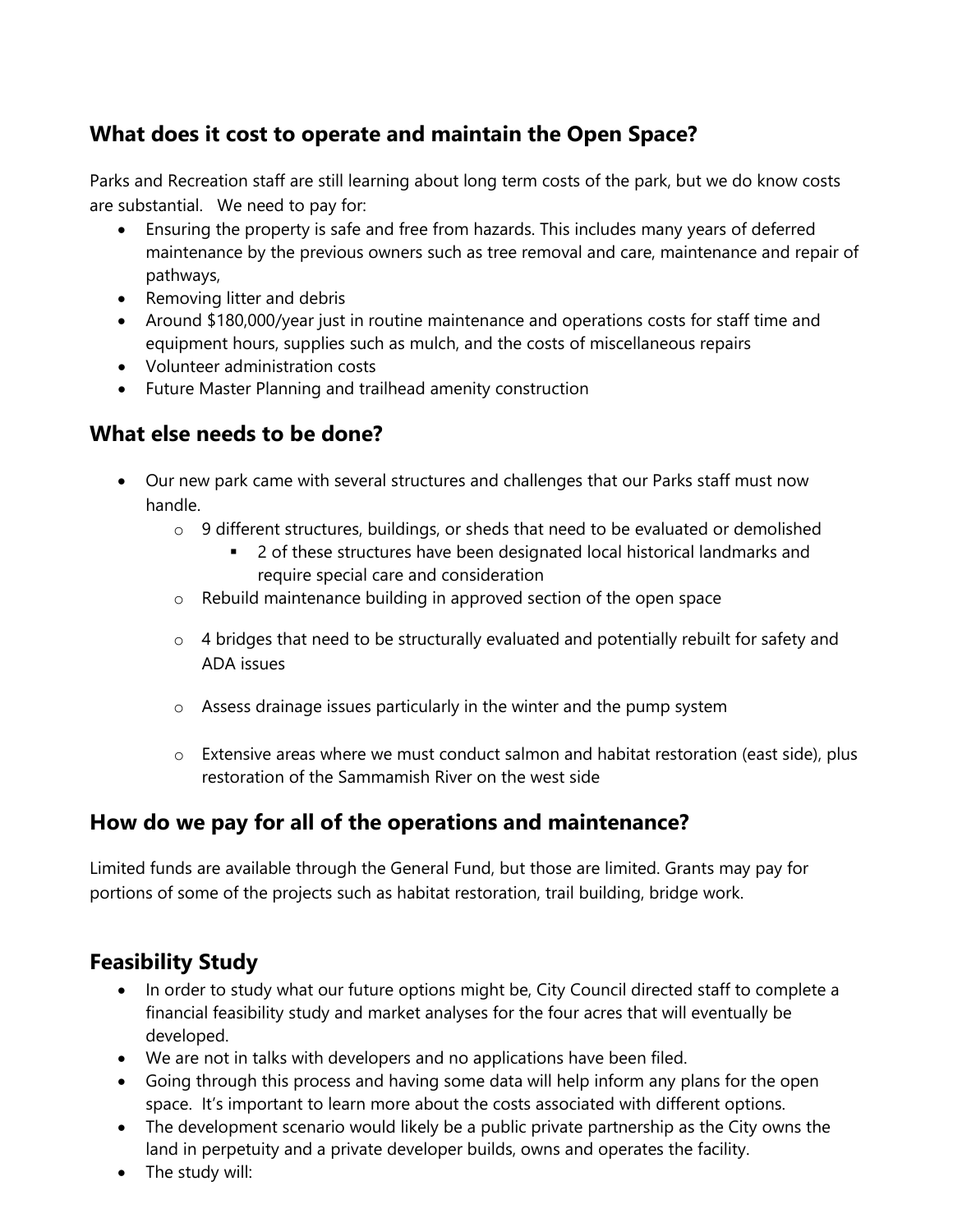## What does it cost to operate and maintain the Open Space?

Parks and Recreation staff are still learning about long term costs of the park, but we do know costs are substantial. We need to pay for:

- Ensuring the property is safe and free from hazards. This includes many years of deferred maintenance by the previous owners such as tree removal and care, maintenance and repair of pathways,
- Removing litter and debris
- Around $180,000/year just in routine maintenance and operations costs for staff time and equipment hours, supplies such as mulch, and the costs of miscellaneous repairs
- Volunteer administration costs
- Future Master Planning and trailhead amenity construction

## What else needs to be done?

- Our new park came with several structures and challenges that our Parks staff must now handle.
    - 9 different structures, buildings, or sheds that need to be evaluated or demolished
        - 2 of these structures have been designated local historical landmarks and require special care and consideration
    - Rebuild maintenance building in approved section of the open space
    - 4 bridges that need to be structurally evaluated and potentially rebuilt for safety and ADA issues
    - Assess drainage issues particularly in the winter and the pump system
    - Extensive areas where we must conduct salmon and habitat restoration (east side), plus restoration of the Sammamish River on the west side

## How do we pay for all of the operations and maintenance?

Limited funds are available through the General Fund, but those are limited. Grants may pay for portions of some of the projects such as habitat restoration, trail building, bridge work.

## Feasibility Study

- In order to study what our future options might be, City Council directed staff to complete a financial feasibility study and market analyses for the four acres that will eventually be developed.
- We are not in talks with developers and no applications have been filed.
- Going through this process and having some data will help inform any plans for the open space. It's important to learn more about the costs associated with different options.
- The development scenario would likely be a public private partnership as the City owns the land in perpetuity and a private developer builds, owns and operates the facility.
- The study will: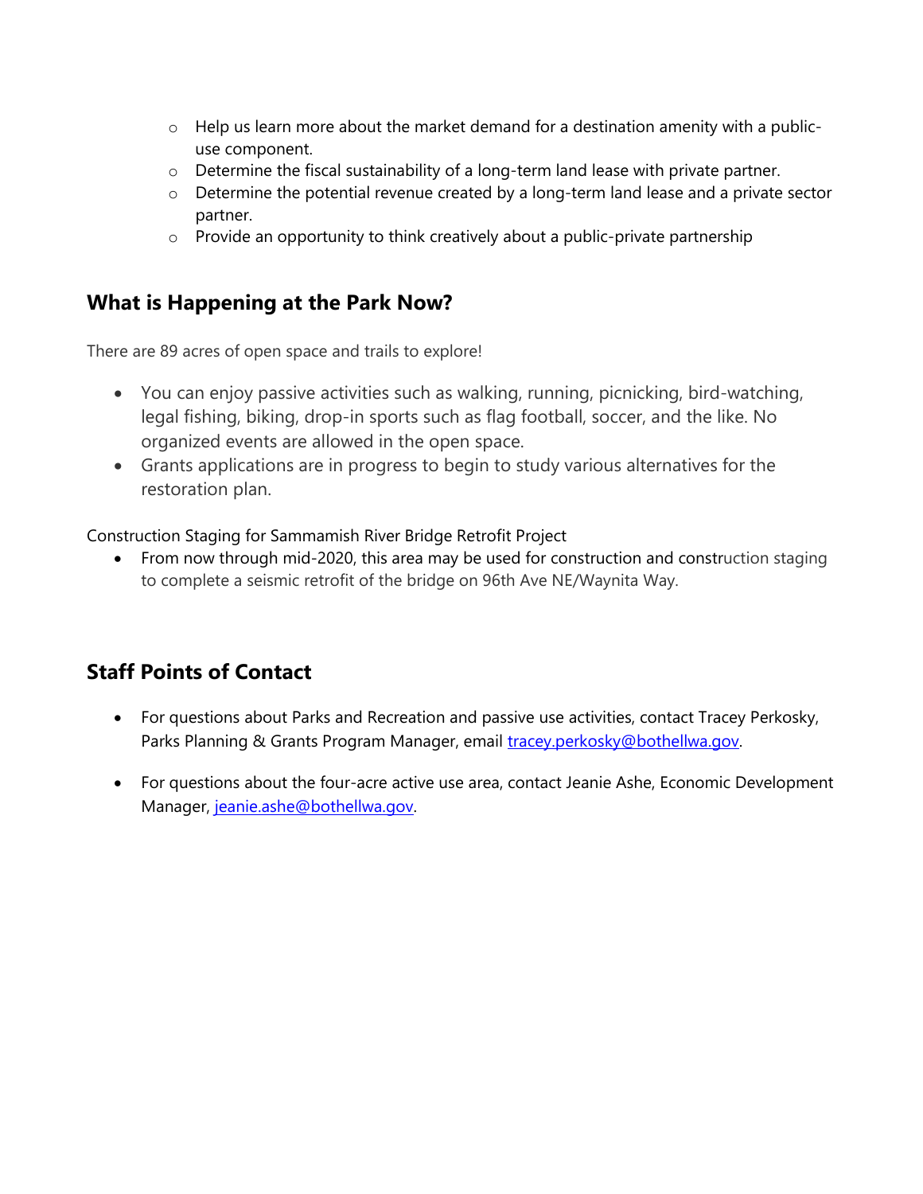- Help us learn more about the market demand for a destination amenity with a public-use component.
  - Determine the fiscal sustainability of a long-term land lease with private partner.
  - Determine the potential revenue created by a long-term land lease and a private sector partner.
  - Provide an opportunity to think creatively about a public-private partnership

## What is Happening at the Park Now?

There are 89 acres of open space and trails to explore!

- You can enjoy passive activities such as walking, running, picnicking, bird-watching, legal fishing, biking, drop-in sports such as flag football, soccer, and the like. No organized events are allowed in the open space.
- Grants applications are in progress to begin to study various alternatives for the restoration plan.

Construction Staging for Sammamish River Bridge Retrofit Project

- From now through mid-2020, this area may be used for construction and construction staging to complete a seismic retrofit of the bridge on 96th Ave NE/Waynita Way.

## Staff Points of Contact

- For questions about Parks and Recreation and passive use activities, contact Tracey Perkosky, Parks Planning & Grants Program Manager, email [tracey.perkosky@bothellwa.gov](mailto:tracey.perkosky@bothellwa.gov).

- For questions about the four-acre active use area, contact Jeanie Ashe, Economic Development Manager, [jeanie.ashe@bothellwa.gov](mailto:jeanie.ashe@bothellwa.gov).